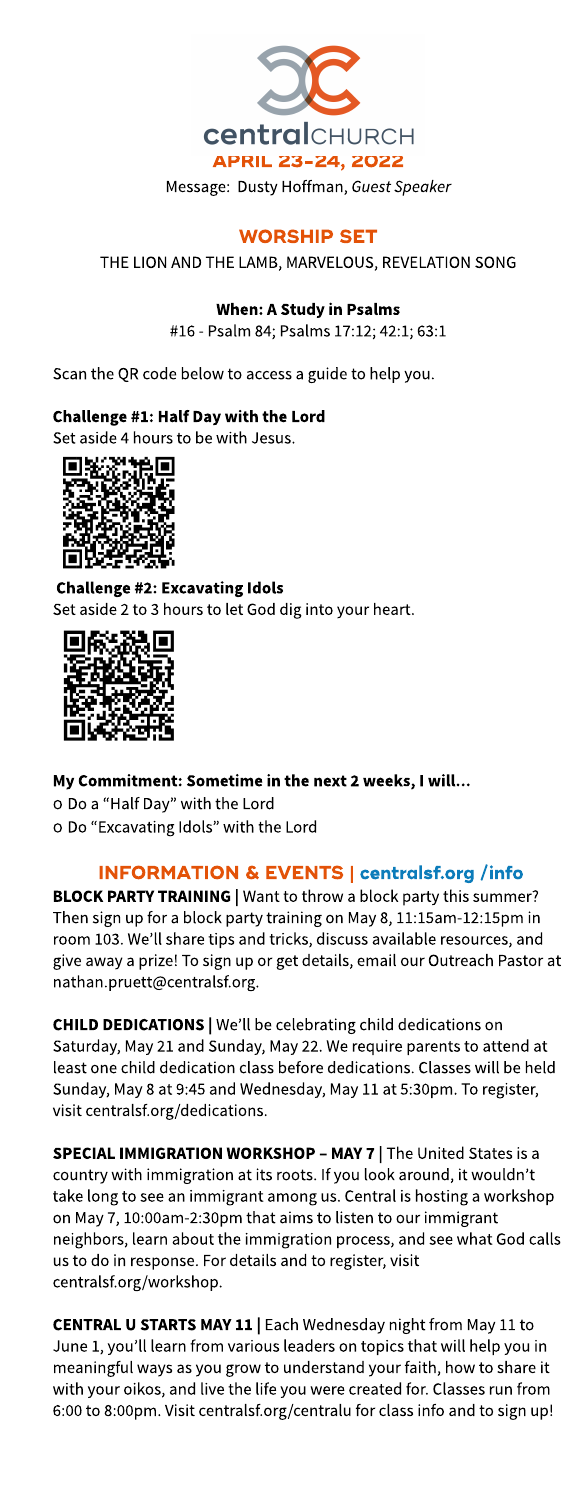centralCHURCH

**APRIL 23-24, 2022**

Message: Dusty Hoffman, *Guest Speaker*

## WORSHIP SET

THE LION AND THE LAMB, MARVELOUS, REVELATION SONG

**When: A Study in Psalms**

#16 - Psalm 84; Psalms 17:12; 42:1; 63:1

Scan the QR code below to access a guide to help you.

**Challenge #1: Half Day with the Lord**

Set aside 4 hours to be with Jesus.

**Challenge #2: Excavating Idols**

Set aside 2 to 3 hours to let God dig into your heart.

**My Commitment: Sometime in the next 2 weeks, I will...**

- o Do a "Half Day" with the Lord
- o Do "Excavating Idols" with the Lord

## INFORMATION & EVENTS | centralsf.org /info

**BLOCK PARTY TRAINING |** Want to throw a block party this summer? Then sign up for a block party training on May 8, 11:15am-12:15pm in room 103. We'll share tips and tricks, discuss available resources, and give away a prize! To sign up or get details, email our Outreach Pastor at nathan.pruett@centralsf.org.

**CHILD DEDICATIONS |** We'll be celebrating child dedications on Saturday, May 21 and Sunday, May 22. We require parents to attend at least one child dedication class before dedications. Classes will be held Sunday, May 8 at 9:45 and Wednesday, May 11 at 5:30pm. To register, visit centralsf.org/dedications.

**SPECIAL IMMIGRATION WORKSHOP – MAY 7 |** The United States is a country with immigration at its roots. If you look around, it wouldn't take long to see an immigrant among us. Central is hosting a workshop on May 7, 10:00am-2:30pm that aims to listen to our immigrant neighbors, learn about the immigration process, and see what God calls us to do in response. For details and to register, visit centralsf.org/workshop.

**CENTRAL U STARTS MAY 11 |** Each Wednesday night from May 11 to June 1, you'll learn from various leaders on topics that will help you in meaningful ways as you grow to understand your faith, how to share it with your oikos, and live the life you were created for. Classes run from 6:00 to 8:00pm. Visit centralsf.org/centralu for class info and to sign up!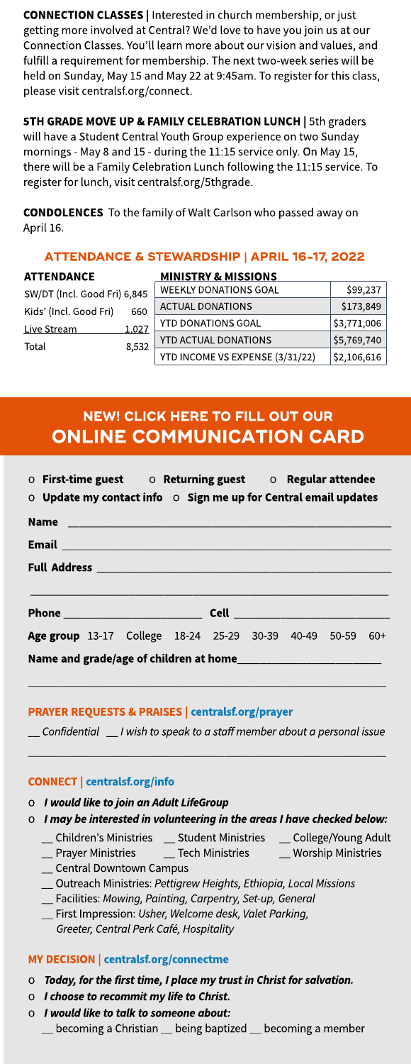**CONNECTION CLASSES |** Interested in church membership, or just getting more involved at Central? We'd love to have you join us at our Connection Classes. You'll learn more about our vision and values, and fulfill a requirement for membership. The next two-week series will be held on Sunday, May 15 and May 22 at 9:45am. To register for this class, please visit centralsf.org/connect.

**5TH GRADE MOVE UP & FAMILY CELEBRATION LUNCH |** 5th graders will have a Student Central Youth Group experience on two Sunday mornings - May 8 and 15 - during the 11:15 service only. On May 15, there will be a Family Celebration Lunch following the 11:15 service. To register for lunch, visit centralsf.org/5thgrade.

**CONDOLENCES** To the family of Walt Carlson who passed away on April 16.

## ATTENDANCE & STEWARDSHIP | APRIL 16-17, 2022

| ATTENDANCE | |
|---|---|
| SW/DT (Incl. Good Fri) | 6,845 |
| Kids' (Incl. Good Fri) | 660 |
| Live Stream | 1,027 |
| Total | 8,532 |

| MINISTRY & MISSIONS | |
|---|---|
| WEEKLY DONATIONS GOAL | $99,237 |
| ACTUAL DONATIONS | $173,849 |
| YTD DONATIONS GOAL | $3,771,006 |
| YTD ACTUAL DONATIONS | $5,769,740 |
| YTD INCOME VS EXPENSE (3/31/22) | $2,106,616 |

## NEW! CLICK HERE TO FILL OUT OUR ONLINE COMMUNICATION CARD

○ **First-time guest** ○ **Returning guest** ○ **Regular attendee**
○ **Update my contact info** ○ **Sign me up for Central email updates**

**Name** ______________________________

**Email** ______________________________

**Full Address** ______________________________

______________________________

**Phone** ______________ **Cell** ______________

**Age group** 13-17 College 18-24 25-29 30-39 40-49 50-59 60+

**Name and grade/age of children at home** ______________

______________________________

**PRAYER REQUESTS & PRAISES | centralsf.org/prayer**

__ *Confidential* __ *I wish to speak to a staff member about a personal issue*

______________________________

**CONNECT | centralsf.org/info**

- ○ ***I would like to join an Adult LifeGroup***
- ○ ***I may be interested in volunteering in the areas I have checked below:***
  - __ Children's Ministries __ Student Ministries __ College/Young Adult
  - __ Prayer Ministries __ Tech Ministries __ Worship Ministries
  - __ Central Downtown Campus
  - __ Outreach Ministries: *Pettigrew Heights, Ethiopia, Local Missions*
  - __ Facilities: *Mowing, Painting, Carpentry, Set-up, General*
  - __ First Impression: *Usher, Welcome desk, Valet Parking, Greeter, Central Perk Café, Hospitality*

**MY DECISION | centralsf.org/connectme**

- ○ ***Today, for the first time, I place my trust in Christ for salvation.***
- ○ ***I choose to recommit my life to Christ.***
- ○ ***I would like to talk to someone about:***
  - __ becoming a Christian __ being baptized __ becoming a member